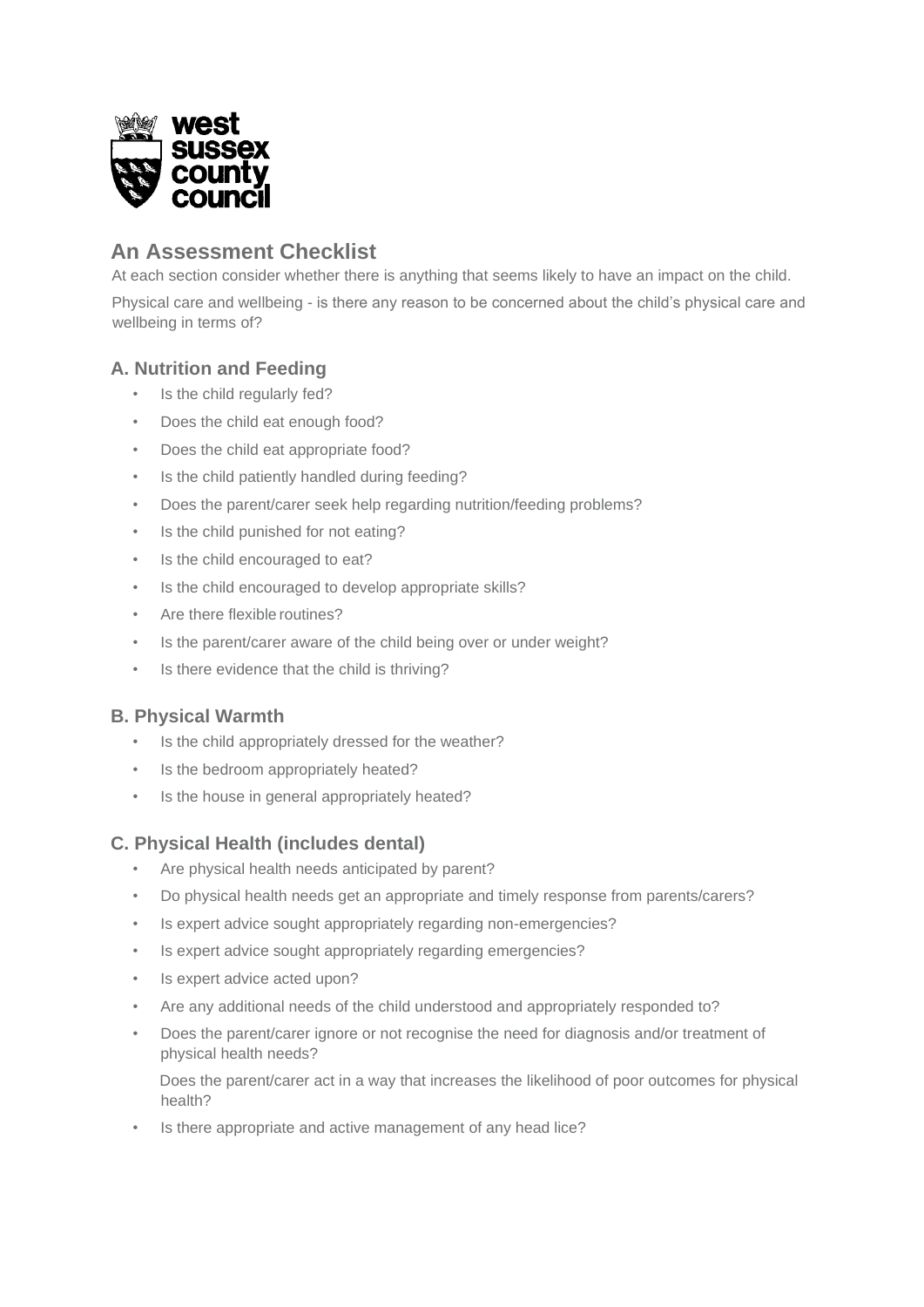## An Assessment Checklist

At each section consider whether there is anything that seems likely to have an impact on the child.

Physical care and wellbeing - is there any reason to be concerned about the child's physical care and wellbeing in terms of?

### A. Nutrition and Feeding

- Is the child regularly fed?
- Does the child eat enough food?
- Does the child eat appropriate food?
- Is the child patiently handled during feeding?
- Does the parent/carer seek help regarding nutrition/feeding problems?
- Is the child punished for not eating?
- Is the child encouraged to eat?
- Is the child encouraged to develop appropriate skills?
- Are there flexible routines?
- Is the parent/carer aware of the child being over or under weight?
- Is there evidence that the child is thriving?

### B. Physical Warmth

- Is the child appropriately dressed for the weather?
- Is the bedroom appropriately heated?
- Is the house in general appropriately heated?

### C. Physical Health (includes dental)

- Are physical health needs anticipated by parent?
- Do physical health needs get an appropriate and timely response from parents/carers?
- Is expert advice sought appropriately regarding non-emergencies?
- Is expert advice sought appropriately regarding emergencies?
- Is expert advice acted upon?
- Are any additional needs of the child understood and appropriately responded to?
- Does the parent/carer ignore or not recognise the need for diagnosis and/or treatment of physical health needs?

  Does the parent/carer act in a way that increases the likelihood of poor outcomes for physical health?
- Is there appropriate and active management of any head lice?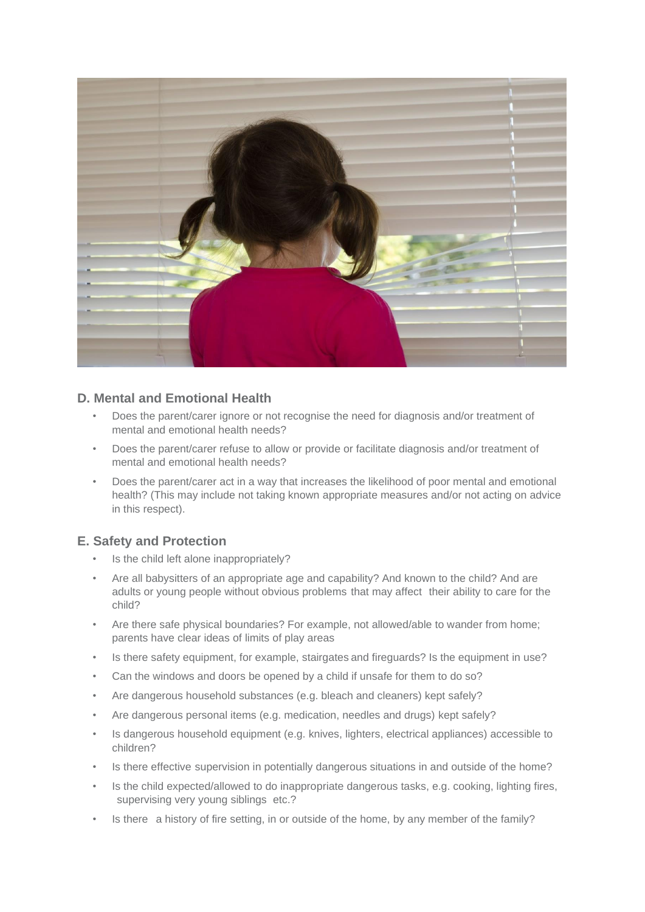## D. Mental and Emotional Health

- Does the parent/carer ignore or not recognise the need for diagnosis and/or treatment of mental and emotional health needs?
- Does the parent/carer refuse to allow or provide or facilitate diagnosis and/or treatment of mental and emotional health needs?
- Does the parent/carer act in a way that increases the likelihood of poor mental and emotional health? (This may include not taking known appropriate measures and/or not acting on advice in this respect).

## E. Safety and Protection

- Is the child left alone inappropriately?
- Are all babysitters of an appropriate age and capability? And known to the child? And are adults or young people without obvious problems that may affect their ability to care for the child?
- Are there safe physical boundaries? For example, not allowed/able to wander from home; parents have clear ideas of limits of play areas
- Is there safety equipment, for example, stairgates and fireguards? Is the equipment in use?
- Can the windows and doors be opened by a child if unsafe for them to do so?
- Are dangerous household substances (e.g. bleach and cleaners) kept safely?
- Are dangerous personal items (e.g. medication, needles and drugs) kept safely?
- Is dangerous household equipment (e.g. knives, lighters, electrical appliances) accessible to children?
- Is there effective supervision in potentially dangerous situations in and outside of the home?
- Is the child expected/allowed to do inappropriate dangerous tasks, e.g. cooking, lighting fires, supervising very young siblings etc.?
- Is there a history of fire setting, in or outside of the home, by any member of the family?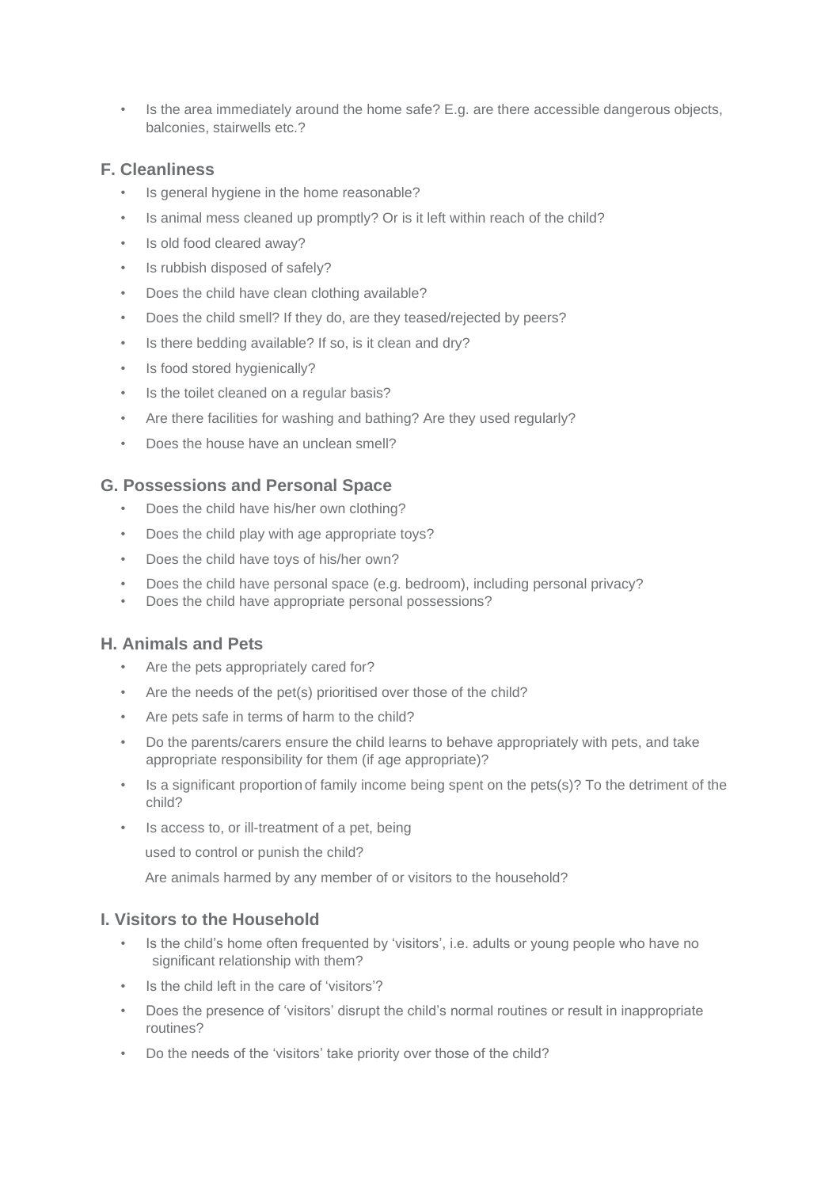- Is the area immediately around the home safe? E.g. are there accessible dangerous objects, balconies, stairwells etc.?

### F. Cleanliness

- Is general hygiene in the home reasonable?
- Is animal mess cleaned up promptly? Or is it left within reach of the child?
- Is old food cleared away?
- Is rubbish disposed of safely?
- Does the child have clean clothing available?
- Does the child smell? If they do, are they teased/rejected by peers?
- Is there bedding available? If so, is it clean and dry?
- Is food stored hygienically?
- Is the toilet cleaned on a regular basis?
- Are there facilities for washing and bathing? Are they used regularly?
- Does the house have an unclean smell?

### G. Possessions and Personal Space

- Does the child have his/her own clothing?
- Does the child play with age appropriate toys?
- Does the child have toys of his/her own?
- Does the child have personal space (e.g. bedroom), including personal privacy?
- Does the child have appropriate personal possessions?

### H. Animals and Pets

- Are the pets appropriately cared for?
- Are the needs of the pet(s) prioritised over those of the child?
- Are pets safe in terms of harm to the child?
- Do the parents/carers ensure the child learns to behave appropriately with pets, and take appropriate responsibility for them (if age appropriate)?
- Is a significant proportion of family income being spent on the pets(s)? To the detriment of the child?
- Is access to, or ill-treatment of a pet, being

  used to control or punish the child?

  Are animals harmed by any member of or visitors to the household?

### I. Visitors to the Household

- Is the child's home often frequented by 'visitors', i.e. adults or young people who have no significant relationship with them?
- Is the child left in the care of 'visitors'?
- Does the presence of 'visitors' disrupt the child's normal routines or result in inappropriate routines?
- Do the needs of the 'visitors' take priority over those of the child?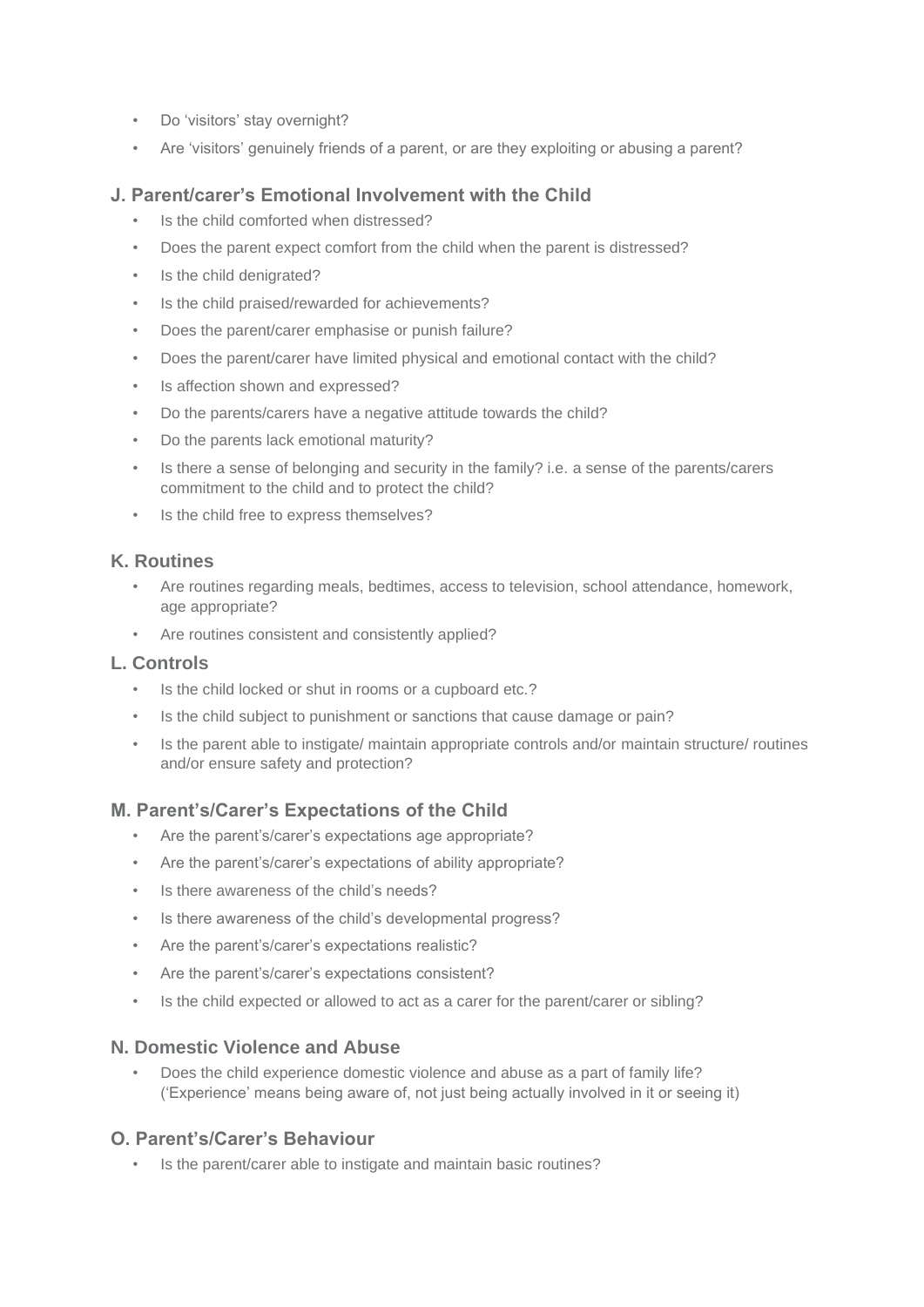- Do 'visitors' stay overnight?
- Are 'visitors' genuinely friends of a parent, or are they exploiting or abusing a parent?

### J. Parent/carer's Emotional Involvement with the Child

- Is the child comforted when distressed?
- Does the parent expect comfort from the child when the parent is distressed?
- Is the child denigrated?
- Is the child praised/rewarded for achievements?
- Does the parent/carer emphasise or punish failure?
- Does the parent/carer have limited physical and emotional contact with the child?
- Is affection shown and expressed?
- Do the parents/carers have a negative attitude towards the child?
- Do the parents lack emotional maturity?
- Is there a sense of belonging and security in the family? i.e. a sense of the parents/carers commitment to the child and to protect the child?
- Is the child free to express themselves?

### K. Routines

- Are routines regarding meals, bedtimes, access to television, school attendance, homework, age appropriate?
- Are routines consistent and consistently applied?

### L. Controls

- Is the child locked or shut in rooms or a cupboard etc.?
- Is the child subject to punishment or sanctions that cause damage or pain?
- Is the parent able to instigate/ maintain appropriate controls and/or maintain structure/ routines and/or ensure safety and protection?

### M. Parent's/Carer's Expectations of the Child

- Are the parent's/carer's expectations age appropriate?
- Are the parent's/carer's expectations of ability appropriate?
- Is there awareness of the child's needs?
- Is there awareness of the child's developmental progress?
- Are the parent's/carer's expectations realistic?
- Are the parent's/carer's expectations consistent?
- Is the child expected or allowed to act as a carer for the parent/carer or sibling?

### N. Domestic Violence and Abuse

- Does the child experience domestic violence and abuse as a part of family life? ('Experience' means being aware of, not just being actually involved in it or seeing it)

### O. Parent's/Carer's Behaviour

- Is the parent/carer able to instigate and maintain basic routines?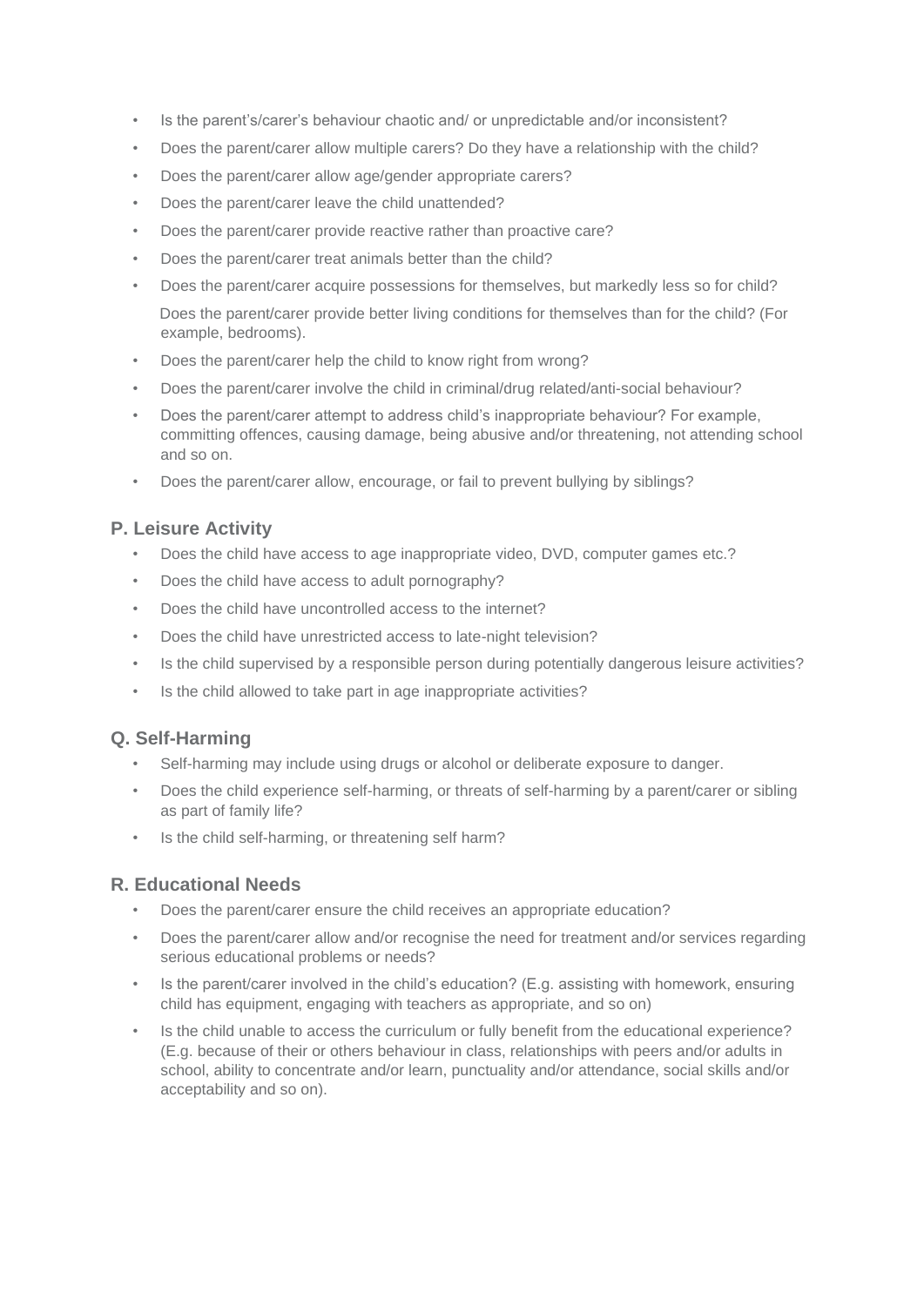- Is the parent's/carer's behaviour chaotic and/ or unpredictable and/or inconsistent?
- Does the parent/carer allow multiple carers? Do they have a relationship with the child?
- Does the parent/carer allow age/gender appropriate carers?
- Does the parent/carer leave the child unattended?
- Does the parent/carer provide reactive rather than proactive care?
- Does the parent/carer treat animals better than the child?
- Does the parent/carer acquire possessions for themselves, but markedly less so for child?

  Does the parent/carer provide better living conditions for themselves than for the child? (For example, bedrooms).
- Does the parent/carer help the child to know right from wrong?
- Does the parent/carer involve the child in criminal/drug related/anti-social behaviour?
- Does the parent/carer attempt to address child's inappropriate behaviour? For example, committing offences, causing damage, being abusive and/or threatening, not attending school and so on.
- Does the parent/carer allow, encourage, or fail to prevent bullying by siblings?

## P. Leisure Activity

- Does the child have access to age inappropriate video, DVD, computer games etc.?
- Does the child have access to adult pornography?
- Does the child have uncontrolled access to the internet?
- Does the child have unrestricted access to late-night television?
- Is the child supervised by a responsible person during potentially dangerous leisure activities?
- Is the child allowed to take part in age inappropriate activities?

## Q. Self-Harming

- Self-harming may include using drugs or alcohol or deliberate exposure to danger.
- Does the child experience self-harming, or threats of self-harming by a parent/carer or sibling as part of family life?
- Is the child self-harming, or threatening self harm?

## R. Educational Needs

- Does the parent/carer ensure the child receives an appropriate education?
- Does the parent/carer allow and/or recognise the need for treatment and/or services regarding serious educational problems or needs?
- Is the parent/carer involved in the child's education? (E.g. assisting with homework, ensuring child has equipment, engaging with teachers as appropriate, and so on)
- Is the child unable to access the curriculum or fully benefit from the educational experience? (E.g. because of their or others behaviour in class, relationships with peers and/or adults in school, ability to concentrate and/or learn, punctuality and/or attendance, social skills and/or acceptability and so on).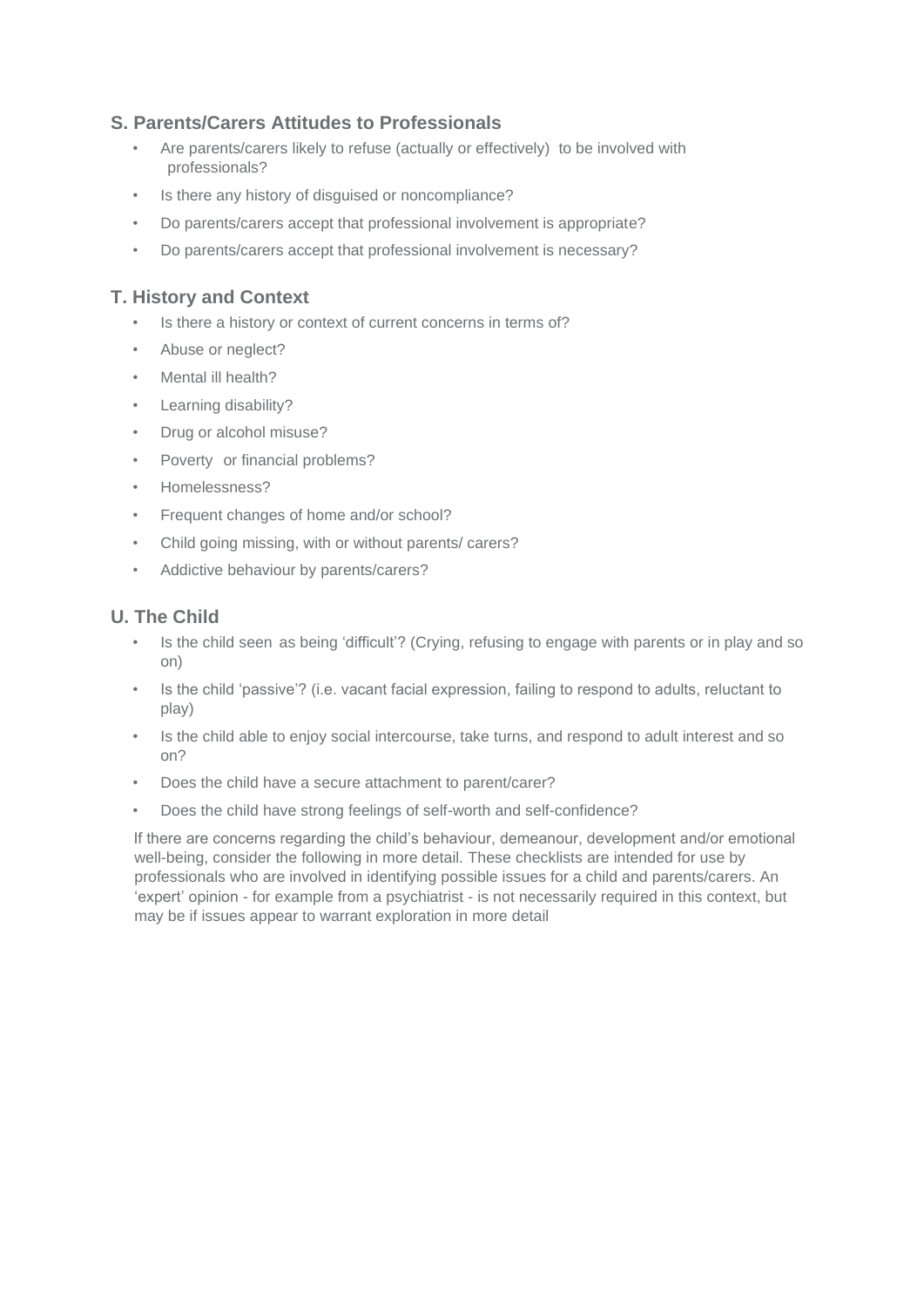## S. Parents/Carers Attitudes to Professionals

- Are parents/carers likely to refuse (actually or effectively) to be involved with professionals?
- Is there any history of disguised or noncompliance?
- Do parents/carers accept that professional involvement is appropriate?
- Do parents/carers accept that professional involvement is necessary?

## T. History and Context

- Is there a history or context of current concerns in terms of?
- Abuse or neglect?
- Mental ill health?
- Learning disability?
- Drug or alcohol misuse?
- Poverty or financial problems?
- Homelessness?
- Frequent changes of home and/or school?
- Child going missing, with or without parents/ carers?
- Addictive behaviour by parents/carers?

## U. The Child

- Is the child seen as being 'difficult'? (Crying, refusing to engage with parents or in play and so on)
- Is the child 'passive'? (i.e. vacant facial expression, failing to respond to adults, reluctant to play)
- Is the child able to enjoy social intercourse, take turns, and respond to adult interest and so on?
- Does the child have a secure attachment to parent/carer?
- Does the child have strong feelings of self-worth and self-confidence?

If there are concerns regarding the child's behaviour, demeanour, development and/or emotional well-being, consider the following in more detail. These checklists are intended for use by professionals who are involved in identifying possible issues for a child and parents/carers. An 'expert' opinion - for example from a psychiatrist - is not necessarily required in this context, but may be if issues appear to warrant exploration in more detail